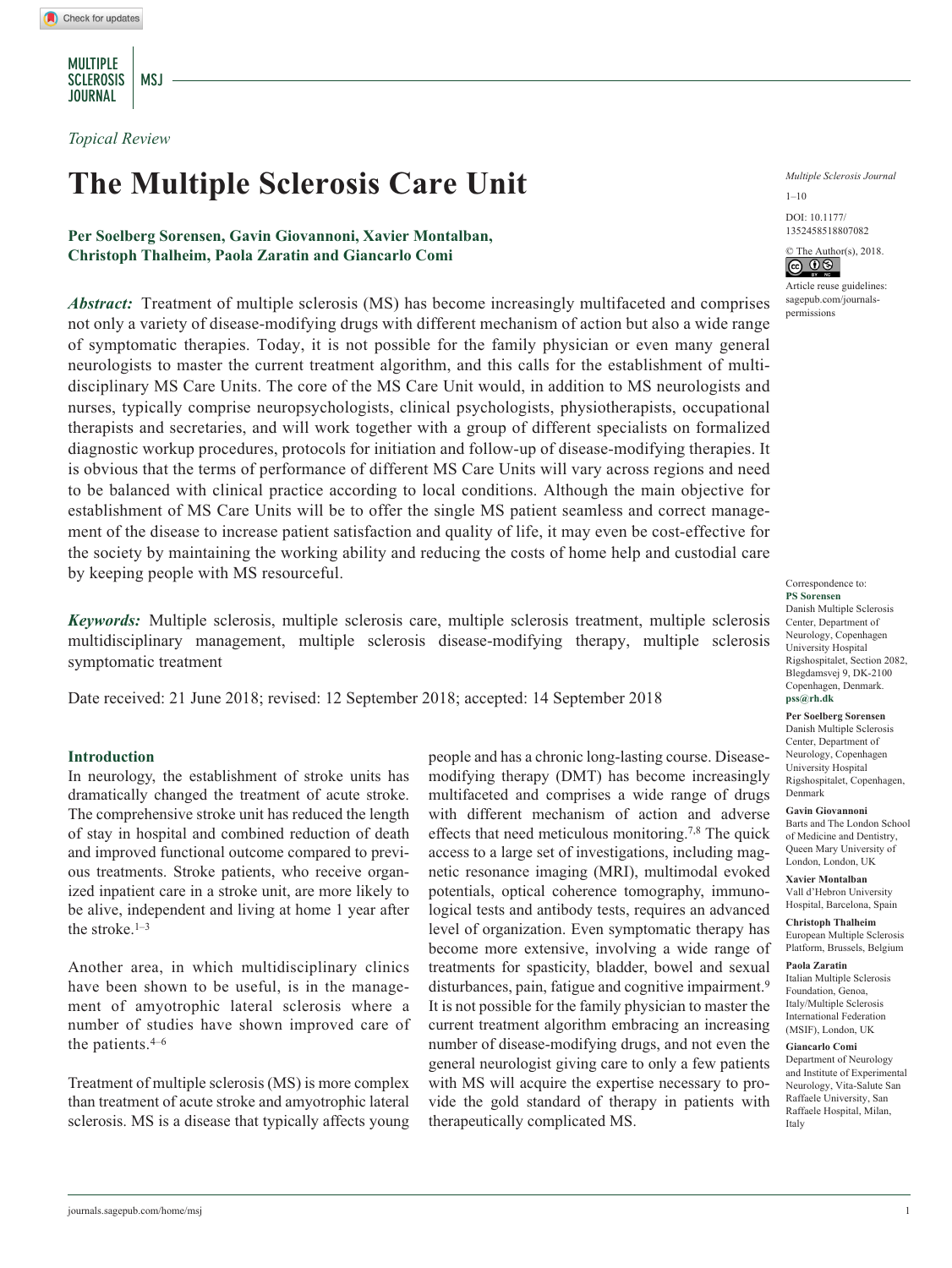*Topical Review*

# The Multiple Sclerosis Care Unit

**Per Soelberg Sorensen, Gavin Giovannoni, Xavier Montalban, Christoph Thalheim, Paola Zaratin and Giancarlo Comi**

DOI: 10.1177/1352458518807082

© The Author(s), 2018.

Article reuse guidelines: sagepub.com/journals-permissions

***Abstract:*** Treatment of multiple sclerosis (MS) has become increasingly multifaceted and comprises not only a variety of disease-modifying drugs with different mechanism of action but also a wide range of symptomatic therapies. Today, it is not possible for the family physician or even many general neurologists to master the current treatment algorithm, and this calls for the establishment of multidisciplinary MS Care Units. The core of the MS Care Unit would, in addition to MS neurologists and nurses, typically comprise neuropsychologists, clinical psychologists, physiotherapists, occupational therapists and secretaries, and will work together with a group of different specialists on formalized diagnostic workup procedures, protocols for initiation and follow-up of disease-modifying therapies. It is obvious that the terms of performance of different MS Care Units will vary across regions and need to be balanced with clinical practice according to local conditions. Although the main objective for establishment of MS Care Units will be to offer the single MS patient seamless and correct management of the disease to increase patient satisfaction and quality of life, it may even be cost-effective for the society by maintaining the working ability and reducing the costs of home help and custodial care by keeping people with MS resourceful.

***Keywords:*** Multiple sclerosis, multiple sclerosis care, multiple sclerosis treatment, multiple sclerosis multidisciplinary management, multiple sclerosis disease-modifying therapy, multiple sclerosis symptomatic treatment

Date received: 21 June 2018; revised: 12 September 2018; accepted: 14 September 2018

Correspondence to:
**PS Sorensen**
Danish Multiple Sclerosis Center, Department of Neurology, Copenhagen University Hospital Rigshospitalet, Section 2082, Blegdamsvej 9, DK-2100 Copenhagen, Denmark.
**pss@rh.dk**

**Per Soelberg Sorensen**
Danish Multiple Sclerosis Center, Department of Neurology, Copenhagen University Hospital Rigshospitalet, Copenhagen, Denmark

**Gavin Giovannoni**
Barts and The London School of Medicine and Dentistry, Queen Mary University of London, London, UK

**Xavier Montalban**
Vall d'Hebron University Hospital, Barcelona, Spain

**Christoph Thalheim**
European Multiple Sclerosis Platform, Brussels, Belgium

**Paola Zaratin**
Italian Multiple Sclerosis Foundation, Genoa, Italy/Multiple Sclerosis International Federation (MSIF), London, UK

**Giancarlo Comi**
Department of Neurology and Institute of Experimental Neurology, Vita-Salute San Raffaele University, San Raffaele Hospital, Milan, Italy

## Introduction

In neurology, the establishment of stroke units has dramatically changed the treatment of acute stroke. The comprehensive stroke unit has reduced the length of stay in hospital and combined reduction of death and improved functional outcome compared to previous treatments. Stroke patients, who receive organized inpatient care in a stroke unit, are more likely to be alive, independent and living at home 1 year after the stroke.[1–3]

Another area, in which multidisciplinary clinics have been shown to be useful, is in the management of amyotrophic lateral sclerosis where a number of studies have shown improved care of the patients.[4–6]

Treatment of multiple sclerosis (MS) is more complex than treatment of acute stroke and amyotrophic lateral sclerosis. MS is a disease that typically affects young people and has a chronic long-lasting course. Disease-modifying therapy (DMT) has become increasingly multifaceted and comprises a wide range of drugs with different mechanism of action and adverse effects that need meticulous monitoring.[7,8] The quick access to a large set of investigations, including magnetic resonance imaging (MRI), multimodal evoked potentials, optical coherence tomography, immunological tests and antibody tests, requires an advanced level of organization. Even symptomatic therapy has become more extensive, involving a wide range of treatments for spasticity, bladder, bowel and sexual disturbances, pain, fatigue and cognitive impairment.[9] It is not possible for the family physician to master the current treatment algorithm embracing an increasing number of disease-modifying drugs, and not even the general neurologist giving care to only a few patients with MS will acquire the expertise necessary to provide the gold standard of therapy in patients with therapeutically complicated MS.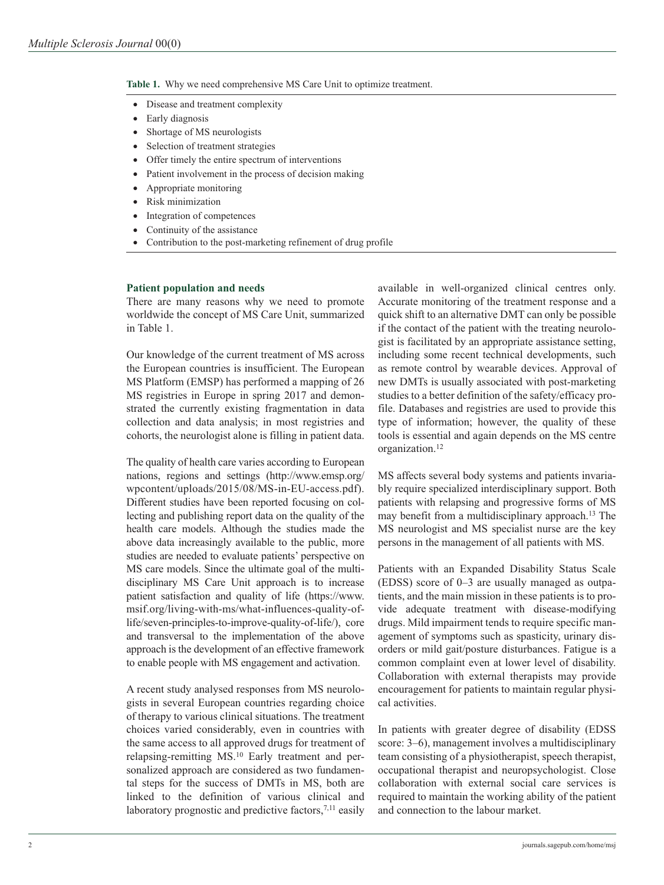**Table 1.** Why we need comprehensive MS Care Unit to optimize treatment.

- Disease and treatment complexity
- Early diagnosis
- Shortage of MS neurologists
- Selection of treatment strategies
- Offer timely the entire spectrum of interventions
- Patient involvement in the process of decision making
- Appropriate monitoring
- Risk minimization
- Integration of competences
- Continuity of the assistance
- Contribution to the post-marketing refinement of drug profile

## Patient population and needs

There are many reasons why we need to promote worldwide the concept of MS Care Unit, summarized in Table 1.

Our knowledge of the current treatment of MS across the European countries is insufficient. The European MS Platform (EMSP) has performed a mapping of 26 MS registries in Europe in spring 2017 and demonstrated the currently existing fragmentation in data collection and data analysis; in most registries and cohorts, the neurologist alone is filling in patient data.

The quality of health care varies according to European nations, regions and settings (http://www.emsp.org/wpcontent/uploads/2015/08/MS-in-EU-access.pdf). Different studies have been reported focusing on collecting and publishing report data on the quality of the health care models. Although the studies made the above data increasingly available to the public, more studies are needed to evaluate patients' perspective on MS care models. Since the ultimate goal of the multidisciplinary MS Care Unit approach is to increase patient satisfaction and quality of life (https://www.msif.org/living-with-ms/what-influences-quality-of-life/seven-principles-to-improve-quality-of-life/), core and transversal to the implementation of the above approach is the development of an effective framework to enable people with MS engagement and activation.

A recent study analysed responses from MS neurologists in several European countries regarding choice of therapy to various clinical situations. The treatment choices varied considerably, even in countries with the same access to all approved drugs for treatment of relapsing-remitting MS.[10] Early treatment and personalized approach are considered as two fundamental steps for the success of DMTs in MS, both are linked to the definition of various clinical and laboratory prognostic and predictive factors,[7,11] easily available in well-organized clinical centres only. Accurate monitoring of the treatment response and a quick shift to an alternative DMT can only be possible if the contact of the patient with the treating neurologist is facilitated by an appropriate assistance setting, including some recent technical developments, such as remote control by wearable devices. Approval of new DMTs is usually associated with post-marketing studies to a better definition of the safety/efficacy profile. Databases and registries are used to provide this type of information; however, the quality of these tools is essential and again depends on the MS centre organization.[12]

MS affects several body systems and patients invariably require specialized interdisciplinary support. Both patients with relapsing and progressive forms of MS may benefit from a multidisciplinary approach.[13] The MS neurologist and MS specialist nurse are the key persons in the management of all patients with MS.

Patients with an Expanded Disability Status Scale (EDSS) score of 0–3 are usually managed as outpatients, and the main mission in these patients is to provide adequate treatment with disease-modifying drugs. Mild impairment tends to require specific management of symptoms such as spasticity, urinary disorders or mild gait/posture disturbances. Fatigue is a common complaint even at lower level of disability. Collaboration with external therapists may provide encouragement for patients to maintain regular physical activities.

In patients with greater degree of disability (EDSS score: 3–6), management involves a multidisciplinary team consisting of a physiotherapist, speech therapist, occupational therapist and neuropsychologist. Close collaboration with external social care services is required to maintain the working ability of the patient and connection to the labour market.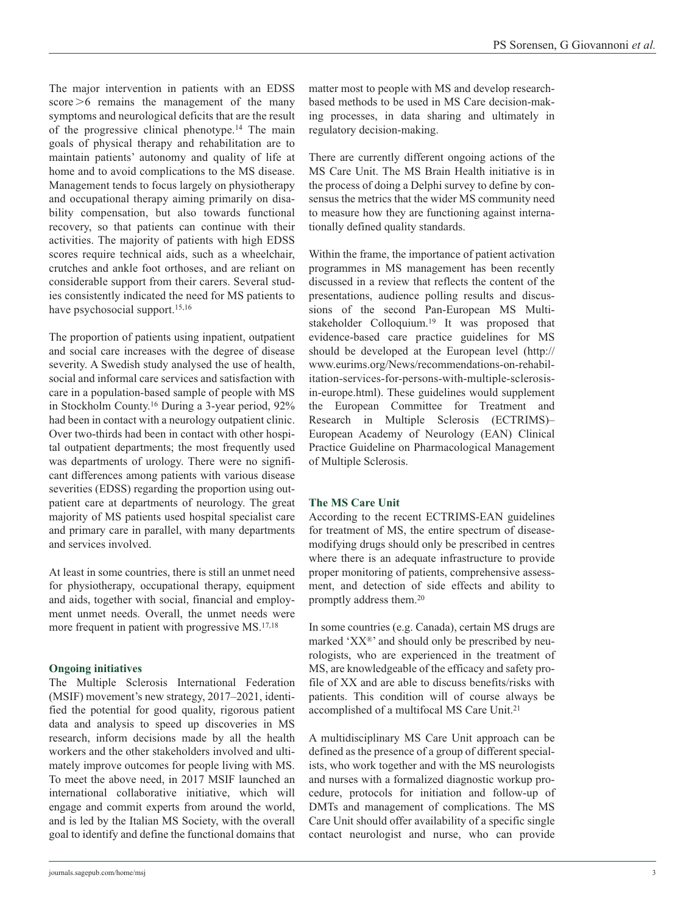The major intervention in patients with an EDSS score >6 remains the management of the many symptoms and neurological deficits that are the result of the progressive clinical phenotype.[14] The main goals of physical therapy and rehabilitation are to maintain patients' autonomy and quality of life at home and to avoid complications to the MS disease. Management tends to focus largely on physiotherapy and occupational therapy aiming primarily on disability compensation, but also towards functional recovery, so that patients can continue with their activities. The majority of patients with high EDSS scores require technical aids, such as a wheelchair, crutches and ankle foot orthoses, and are reliant on considerable support from their carers. Several studies consistently indicated the need for MS patients to have psychosocial support.[15,16]

The proportion of patients using inpatient, outpatient and social care increases with the degree of disease severity. A Swedish study analysed the use of health, social and informal care services and satisfaction with care in a population-based sample of people with MS in Stockholm County.[16] During a 3-year period, 92% had been in contact with a neurology outpatient clinic. Over two-thirds had been in contact with other hospital outpatient departments; the most frequently used was departments of urology. There were no significant differences among patients with various disease severities (EDSS) regarding the proportion using outpatient care at departments of neurology. The great majority of MS patients used hospital specialist care and primary care in parallel, with many departments and services involved.

At least in some countries, there is still an unmet need for physiotherapy, occupational therapy, equipment and aids, together with social, financial and employment unmet needs. Overall, the unmet needs were more frequent in patient with progressive MS.[17,18]

## Ongoing initiatives

The Multiple Sclerosis International Federation (MSIF) movement's new strategy, 2017–2021, identified the potential for good quality, rigorous patient data and analysis to speed up discoveries in MS research, inform decisions made by all the health workers and the other stakeholders involved and ultimately improve outcomes for people living with MS. To meet the above need, in 2017 MSIF launched an international collaborative initiative, which will engage and commit experts from around the world, and is led by the Italian MS Society, with the overall goal to identify and define the functional domains that matter most to people with MS and develop research-based methods to be used in MS Care decision-making processes, in data sharing and ultimately in regulatory decision-making.

There are currently different ongoing actions of the MS Care Unit. The MS Brain Health initiative is in the process of doing a Delphi survey to define by consensus the metrics that the wider MS community need to measure how they are functioning against internationally defined quality standards.

Within the frame, the importance of patient activation programmes in MS management has been recently discussed in a review that reflects the content of the presentations, audience polling results and discussions of the second Pan-European MS Multistakeholder Colloquium.[19] It was proposed that evidence-based care practice guidelines for MS should be developed at the European level (http://www.eurims.org/News/recommendations-on-rehabilitation-services-for-persons-with-multiple-sclerosis-in-europe.html). These guidelines would supplement the European Committee for Treatment and Research in Multiple Sclerosis (ECTRIMS)–European Academy of Neurology (EAN) Clinical Practice Guideline on Pharmacological Management of Multiple Sclerosis.

## The MS Care Unit

According to the recent ECTRIMS-EAN guidelines for treatment of MS, the entire spectrum of disease-modifying drugs should only be prescribed in centres where there is an adequate infrastructure to provide proper monitoring of patients, comprehensive assessment, and detection of side effects and ability to promptly address them.[20]

In some countries (e.g. Canada), certain MS drugs are marked 'XX®' and should only be prescribed by neurologists, who are experienced in the treatment of MS, are knowledgeable of the efficacy and safety profile of XX and are able to discuss benefits/risks with patients. This condition will of course always be accomplished of a multifocal MS Care Unit.[21]

A multidisciplinary MS Care Unit approach can be defined as the presence of a group of different specialists, who work together and with the MS neurologists and nurses with a formalized diagnostic workup procedure, protocols for initiation and follow-up of DMTs and management of complications. The MS Care Unit should offer availability of a specific single contact neurologist and nurse, who can provide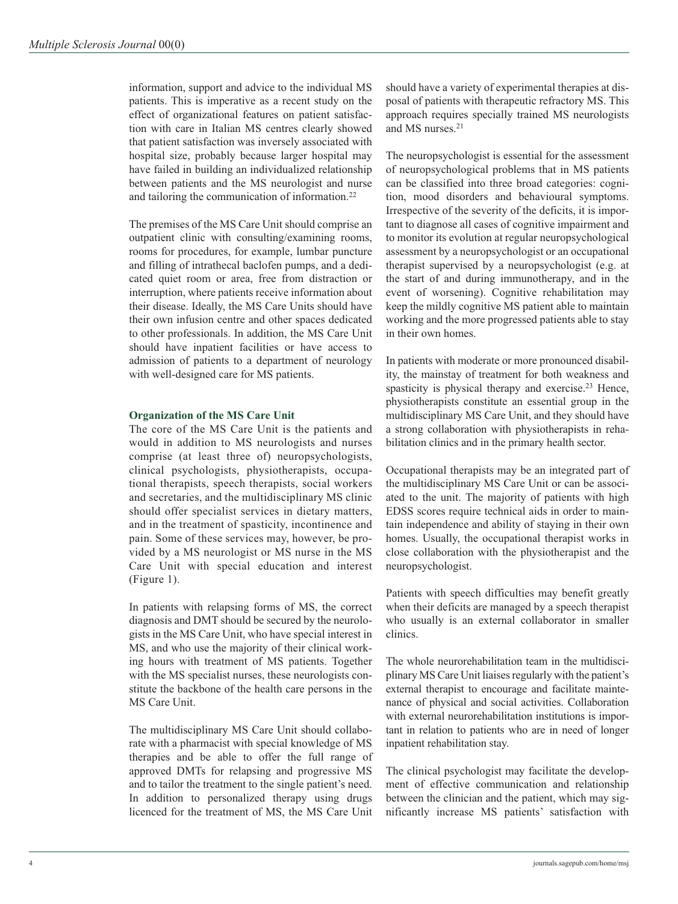information, support and advice to the individual MS patients. This is imperative as a recent study on the effect of organizational features on patient satisfaction with care in Italian MS centres clearly showed that patient satisfaction was inversely associated with hospital size, probably because larger hospital may have failed in building an individualized relationship between patients and the MS neurologist and nurse and tailoring the communication of information.[22]

The premises of the MS Care Unit should comprise an outpatient clinic with consulting/examining rooms, rooms for procedures, for example, lumbar puncture and filling of intrathecal baclofen pumps, and a dedicated quiet room or area, free from distraction or interruption, where patients receive information about their disease. Ideally, the MS Care Units should have their own infusion centre and other spaces dedicated to other professionals. In addition, the MS Care Unit should have inpatient facilities or have access to admission of patients to a department of neurology with well-designed care for MS patients.

### Organization of the MS Care Unit

The core of the MS Care Unit is the patients and would in addition to MS neurologists and nurses comprise (at least three of) neuropsychologists, clinical psychologists, physiotherapists, occupational therapists, speech therapists, social workers and secretaries, and the multidisciplinary MS clinic should offer specialist services in dietary matters, and in the treatment of spasticity, incontinence and pain. Some of these services may, however, be provided by a MS neurologist or MS nurse in the MS Care Unit with special education and interest (Figure 1).

In patients with relapsing forms of MS, the correct diagnosis and DMT should be secured by the neurologists in the MS Care Unit, who have special interest in MS, and who use the majority of their clinical working hours with treatment of MS patients. Together with the MS specialist nurses, these neurologists constitute the backbone of the health care persons in the MS Care Unit.

The multidisciplinary MS Care Unit should collaborate with a pharmacist with special knowledge of MS therapies and be able to offer the full range of approved DMTs for relapsing and progressive MS and to tailor the treatment to the single patient's need. In addition to personalized therapy using drugs licenced for the treatment of MS, the MS Care Unit should have a variety of experimental therapies at disposal of patients with therapeutic refractory MS. This approach requires specially trained MS neurologists and MS nurses.[21]

The neuropsychologist is essential for the assessment of neuropsychological problems that in MS patients can be classified into three broad categories: cognition, mood disorders and behavioural symptoms. Irrespective of the severity of the deficits, it is important to diagnose all cases of cognitive impairment and to monitor its evolution at regular neuropsychological assessment by a neuropsychologist or an occupational therapist supervised by a neuropsychologist (e.g. at the start of and during immunotherapy, and in the event of worsening). Cognitive rehabilitation may keep the mildly cognitive MS patient able to maintain working and the more progressed patients able to stay in their own homes.

In patients with moderate or more pronounced disability, the mainstay of treatment for both weakness and spasticity is physical therapy and exercise.[23] Hence, physiotherapists constitute an essential group in the multidisciplinary MS Care Unit, and they should have a strong collaboration with physiotherapists in rehabilitation clinics and in the primary health sector.

Occupational therapists may be an integrated part of the multidisciplinary MS Care Unit or can be associated to the unit. The majority of patients with high EDSS scores require technical aids in order to maintain independence and ability of staying in their own homes. Usually, the occupational therapist works in close collaboration with the physiotherapist and the neuropsychologist.

Patients with speech difficulties may benefit greatly when their deficits are managed by a speech therapist who usually is an external collaborator in smaller clinics.

The whole neurorehabilitation team in the multidisciplinary MS Care Unit liaises regularly with the patient's external therapist to encourage and facilitate maintenance of physical and social activities. Collaboration with external neurorehabilitation institutions is important in relation to patients who are in need of longer inpatient rehabilitation stay.

The clinical psychologist may facilitate the development of effective communication and relationship between the clinician and the patient, which may significantly increase MS patients' satisfaction with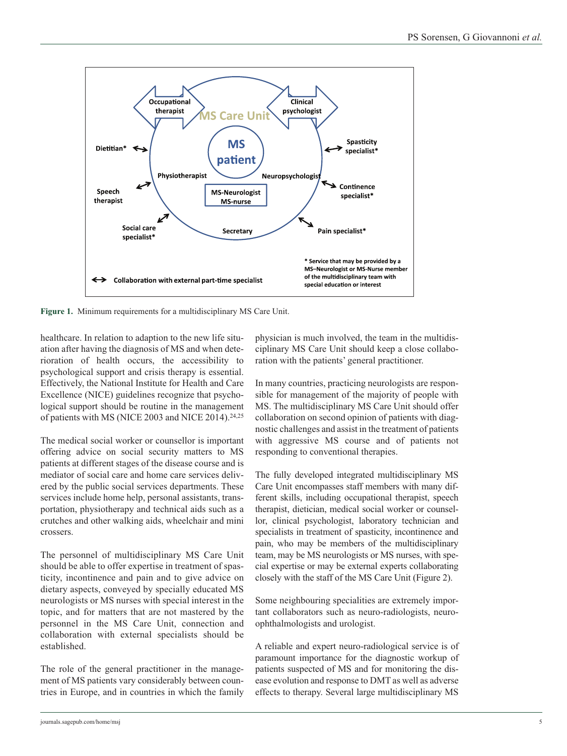**Figure 1.** Minimum requirements for a multidisciplinary MS Care Unit.

healthcare. In relation to adaption to the new life situation after having the diagnosis of MS and when deterioration of health occurs, the accessibility to psychological support and crisis therapy is essential. Effectively, the National Institute for Health and Care Excellence (NICE) guidelines recognize that psychological support should be routine in the management of patients with MS (NICE 2003 and NICE 2014).[24,25]

The medical social worker or counsellor is important offering advice on social security matters to MS patients at different stages of the disease course and is mediator of social care and home care services delivered by the public social services departments. These services include home help, personal assistants, transportation, physiotherapy and technical aids such as a crutches and other walking aids, wheelchair and mini crossers.

The personnel of multidisciplinary MS Care Unit should be able to offer expertise in treatment of spasticity, incontinence and pain and to give advice on dietary aspects, conveyed by specially educated MS neurologists or MS nurses with special interest in the topic, and for matters that are not mastered by the personnel in the MS Care Unit, connection and collaboration with external specialists should be established.

The role of the general practitioner in the management of MS patients vary considerably between countries in Europe, and in countries in which the family physician is much involved, the team in the multidisciplinary MS Care Unit should keep a close collaboration with the patients' general practitioner.

In many countries, practicing neurologists are responsible for management of the majority of people with MS. The multidisciplinary MS Care Unit should offer collaboration on second opinion of patients with diagnostic challenges and assist in the treatment of patients with aggressive MS course and of patients not responding to conventional therapies.

The fully developed integrated multidisciplinary MS Care Unit encompasses staff members with many different skills, including occupational therapist, speech therapist, dietician, medical social worker or counsellor, clinical psychologist, laboratory technician and specialists in treatment of spasticity, incontinence and pain, who may be members of the multidisciplinary team, may be MS neurologists or MS nurses, with special expertise or may be external experts collaborating closely with the staff of the MS Care Unit (Figure 2).

Some neighbouring specialities are extremely important collaborators such as neuro-radiologists, neuro-ophthalmologists and urologist.

A reliable and expert neuro-radiological service is of paramount importance for the diagnostic workup of patients suspected of MS and for monitoring the disease evolution and response to DMT as well as adverse effects to therapy. Several large multidisciplinary MS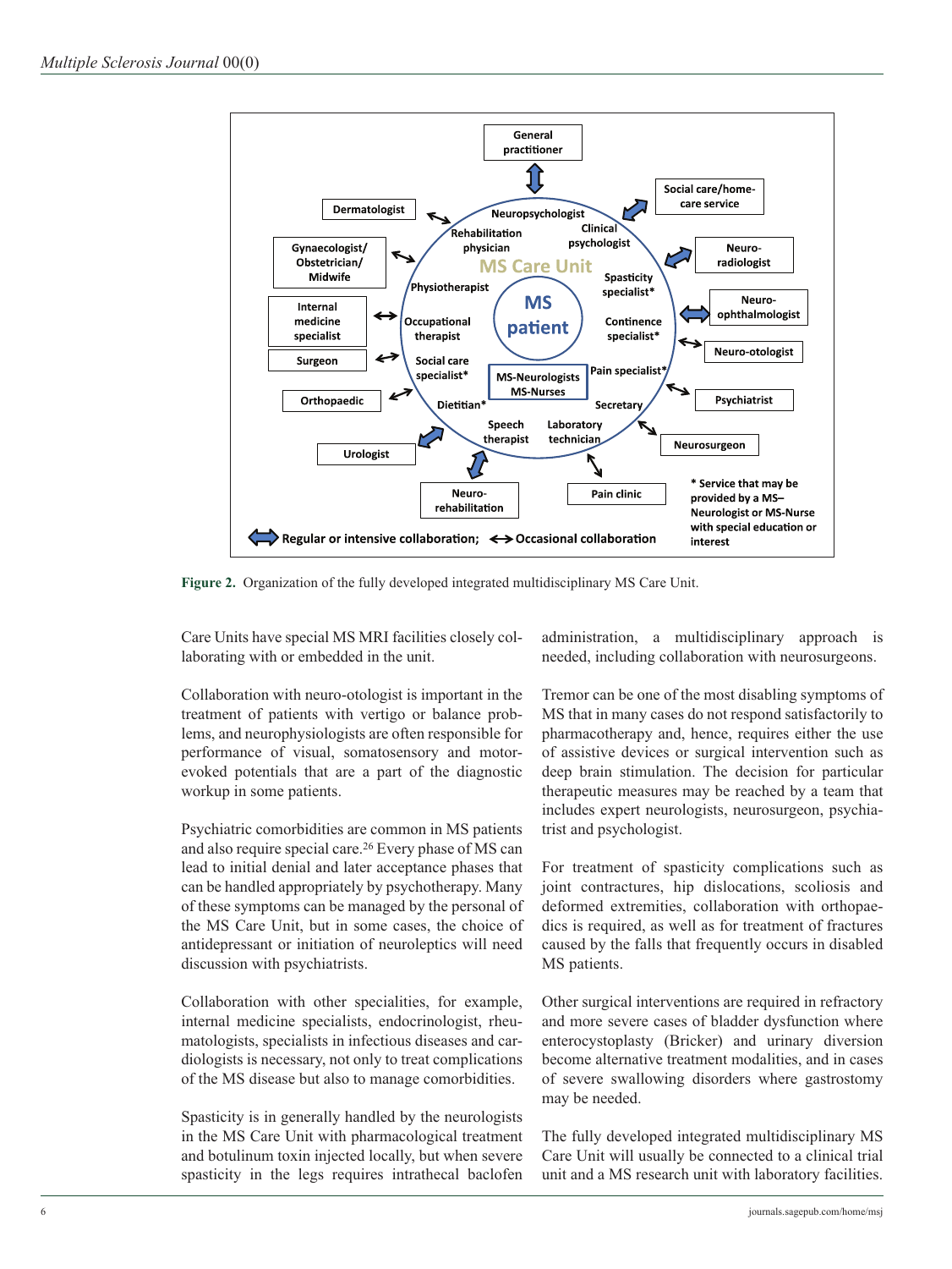Figure 2. Organization of the fully developed integrated multidisciplinary MS Care Unit.

Care Units have special MS MRI facilities closely collaborating with or embedded in the unit.

Collaboration with neuro-otologist is important in the treatment of patients with vertigo or balance problems, and neurophysiologists are often responsible for performance of visual, somatosensory and motor-evoked potentials that are a part of the diagnostic workup in some patients.

Psychiatric comorbidities are common in MS patients and also require special care.[26] Every phase of MS can lead to initial denial and later acceptance phases that can be handled appropriately by psychotherapy. Many of these symptoms can be managed by the personal of the MS Care Unit, but in some cases, the choice of antidepressant or initiation of neuroleptics will need discussion with psychiatrists.

Collaboration with other specialities, for example, internal medicine specialists, endocrinologist, rheumatologists, specialists in infectious diseases and cardiologists is necessary, not only to treat complications of the MS disease but also to manage comorbidities.

Spasticity is in generally handled by the neurologists in the MS Care Unit with pharmacological treatment and botulinum toxin injected locally, but when severe spasticity in the legs requires intrathecal baclofen administration, a multidisciplinary approach is needed, including collaboration with neurosurgeons.

Tremor can be one of the most disabling symptoms of MS that in many cases do not respond satisfactorily to pharmacotherapy and, hence, requires either the use of assistive devices or surgical intervention such as deep brain stimulation. The decision for particular therapeutic measures may be reached by a team that includes expert neurologists, neurosurgeon, psychiatrist and psychologist.

For treatment of spasticity complications such as joint contractures, hip dislocations, scoliosis and deformed extremities, collaboration with orthopaedics is required, as well as for treatment of fractures caused by the falls that frequently occurs in disabled MS patients.

Other surgical interventions are required in refractory and more severe cases of bladder dysfunction where enterocystoplasty (Bricker) and urinary diversion become alternative treatment modalities, and in cases of severe swallowing disorders where gastrostomy may be needed.

The fully developed integrated multidisciplinary MS Care Unit will usually be connected to a clinical trial unit and a MS research unit with laboratory facilities.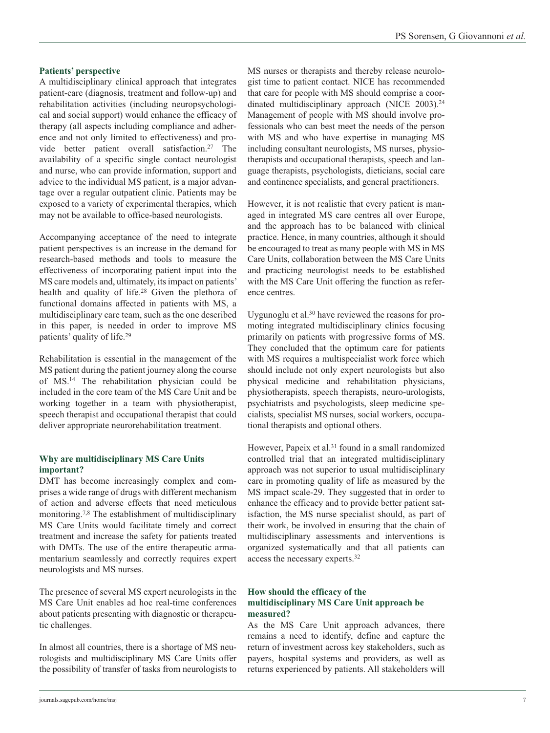## Patients' perspective

A multidisciplinary clinical approach that integrates patient-care (diagnosis, treatment and follow-up) and rehabilitation activities (including neuropsychological and social support) would enhance the efficacy of therapy (all aspects including compliance and adherence and not only limited to effectiveness) and provide better patient overall satisfaction.[27] The availability of a specific single contact neurologist and nurse, who can provide information, support and advice to the individual MS patient, is a major advantage over a regular outpatient clinic. Patients may be exposed to a variety of experimental therapies, which may not be available to office-based neurologists.

Accompanying acceptance of the need to integrate patient perspectives is an increase in the demand for research-based methods and tools to measure the effectiveness of incorporating patient input into the MS care models and, ultimately, its impact on patients' health and quality of life.[28] Given the plethora of functional domains affected in patients with MS, a multidisciplinary care team, such as the one described in this paper, is needed in order to improve MS patients' quality of life.[29]

Rehabilitation is essential in the management of the MS patient during the patient journey along the course of MS.[14] The rehabilitation physician could be included in the core team of the MS Care Unit and be working together in a team with physiotherapist, speech therapist and occupational therapist that could deliver appropriate neurorehabilitation treatment.

## Why are multidisciplinary MS Care Units important?

DMT has become increasingly complex and comprises a wide range of drugs with different mechanism of action and adverse effects that need meticulous monitoring.[7,8] The establishment of multidisciplinary MS Care Units would facilitate timely and correct treatment and increase the safety for patients treated with DMTs. The use of the entire therapeutic armamentarium seamlessly and correctly requires expert neurologists and MS nurses.

The presence of several MS expert neurologists in the MS Care Unit enables ad hoc real-time conferences about patients presenting with diagnostic or therapeutic challenges.

In almost all countries, there is a shortage of MS neurologists and multidisciplinary MS Care Units offer the possibility of transfer of tasks from neurologists to MS nurses or therapists and thereby release neurologist time to patient contact. NICE has recommended that care for people with MS should comprise a coordinated multidisciplinary approach (NICE 2003).[24] Management of people with MS should involve professionals who can best meet the needs of the person with MS and who have expertise in managing MS including consultant neurologists, MS nurses, physiotherapists and occupational therapists, speech and language therapists, psychologists, dieticians, social care and continence specialists, and general practitioners.

However, it is not realistic that every patient is managed in integrated MS care centres all over Europe, and the approach has to be balanced with clinical practice. Hence, in many countries, although it should be encouraged to treat as many people with MS in MS Care Units, collaboration between the MS Care Units and practicing neurologist needs to be established with the MS Care Unit offering the function as reference centres.

Uygunoglu et al.[30] have reviewed the reasons for promoting integrated multidisciplinary clinics focusing primarily on patients with progressive forms of MS. They concluded that the optimum care for patients with MS requires a multispecialist work force which should include not only expert neurologists but also physical medicine and rehabilitation physicians, physiotherapists, speech therapists, neuro-urologists, psychiatrists and psychologists, sleep medicine specialists, specialist MS nurses, social workers, occupational therapists and optional others.

However, Papeix et al.[31] found in a small randomized controlled trial that an integrated multidisciplinary approach was not superior to usual multidisciplinary care in promoting quality of life as measured by the MS impact scale-29. They suggested that in order to enhance the efficacy and to provide better patient satisfaction, the MS nurse specialist should, as part of their work, be involved in ensuring that the chain of multidisciplinary assessments and interventions is organized systematically and that all patients can access the necessary experts.[32]

## How should the efficacy of the multidisciplinary MS Care Unit approach be measured?

As the MS Care Unit approach advances, there remains a need to identify, define and capture the return of investment across key stakeholders, such as payers, hospital systems and providers, as well as returns experienced by patients. All stakeholders will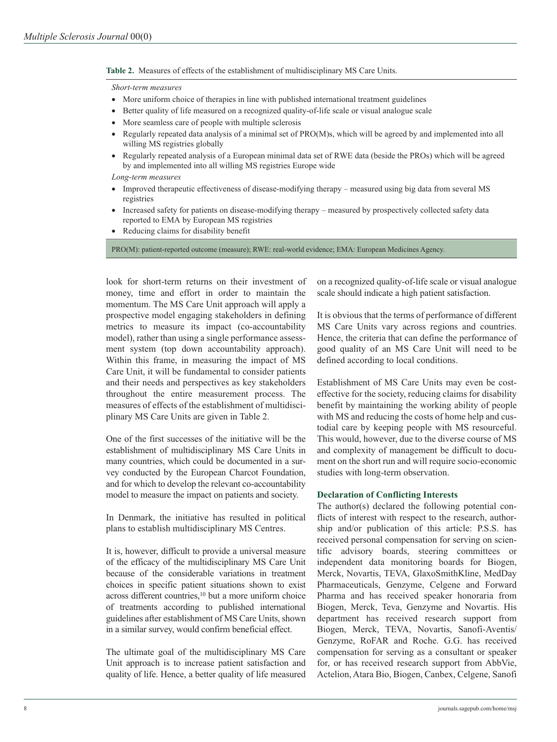**Table 2.** Measures of effects of the establishment of multidisciplinary MS Care Units.

*Short-term measures*

- More uniform choice of therapies in line with published international treatment guidelines
- Better quality of life measured on a recognized quality-of-life scale or visual analogue scale
- More seamless care of people with multiple sclerosis
- Regularly repeated data analysis of a minimal set of PRO(M)s, which will be agreed by and implemented into all willing MS registries globally
- Regularly repeated analysis of a European minimal data set of RWE data (beside the PROs) which will be agreed by and implemented into all willing MS registries Europe wide

*Long-term measures*

- Improved therapeutic effectiveness of disease-modifying therapy – measured using big data from several MS registries
- Increased safety for patients on disease-modifying therapy – measured by prospectively collected safety data reported to EMA by European MS registries
- Reducing claims for disability benefit

PRO(M): patient-reported outcome (measure); RWE: real-world evidence; EMA: European Medicines Agency.

look for short-term returns on their investment of money, time and effort in order to maintain the momentum. The MS Care Unit approach will apply a prospective model engaging stakeholders in defining metrics to measure its impact (co-accountability model), rather than using a single performance assessment system (top down accountability approach). Within this frame, in measuring the impact of MS Care Unit, it will be fundamental to consider patients and their needs and perspectives as key stakeholders throughout the entire measurement process. The measures of effects of the establishment of multidisciplinary MS Care Units are given in Table 2.

One of the first successes of the initiative will be the establishment of multidisciplinary MS Care Units in many countries, which could be documented in a survey conducted by the European Charcot Foundation, and for which to develop the relevant co-accountability model to measure the impact on patients and society.

In Denmark, the initiative has resulted in political plans to establish multidisciplinary MS Centres.

It is, however, difficult to provide a universal measure of the efficacy of the multidisciplinary MS Care Unit because of the considerable variations in treatment choices in specific patient situations shown to exist across different countries,[10] but a more uniform choice of treatments according to published international guidelines after establishment of MS Care Units, shown in a similar survey, would confirm beneficial effect.

The ultimate goal of the multidisciplinary MS Care Unit approach is to increase patient satisfaction and quality of life. Hence, a better quality of life measured on a recognized quality-of-life scale or visual analogue scale should indicate a high patient satisfaction.

It is obvious that the terms of performance of different MS Care Units vary across regions and countries. Hence, the criteria that can define the performance of good quality of an MS Care Unit will need to be defined according to local conditions.

Establishment of MS Care Units may even be cost-effective for the society, reducing claims for disability benefit by maintaining the working ability of people with MS and reducing the costs of home help and custodial care by keeping people with MS resourceful. This would, however, due to the diverse course of MS and complexity of management be difficult to document on the short run and will require socio-economic studies with long-term observation.

## Declaration of Conflicting Interests

The author(s) declared the following potential conflicts of interest with respect to the research, authorship and/or publication of this article: P.S.S. has received personal compensation for serving on scientific advisory boards, steering committees or independent data monitoring boards for Biogen, Merck, Novartis, TEVA, GlaxoSmithKline, MedDay Pharmaceuticals, Genzyme, Celgene and Forward Pharma and has received speaker honoraria from Biogen, Merck, Teva, Genzyme and Novartis. His department has received research support from Biogen, Merck, TEVA, Novartis, Sanofi-Aventis/Genzyme, RoFAR and Roche. G.G. has received compensation for serving as a consultant or speaker for, or has received research support from AbbVie, Actelion, Atara Bio, Biogen, Canbex, Celgene, Sanofi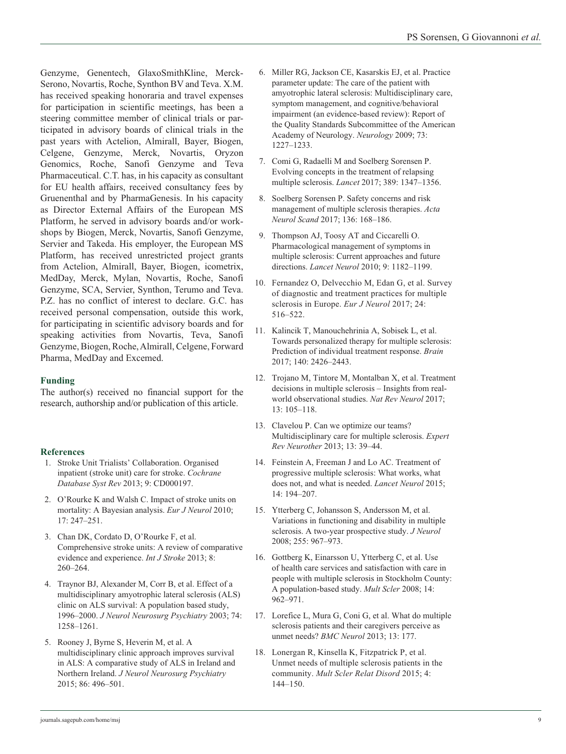Genzyme, Genentech, GlaxoSmithKline, Merck-Serono, Novartis, Roche, Synthon BV and Teva. X.M. has received speaking honoraria and travel expenses for participation in scientific meetings, has been a steering committee member of clinical trials or participated in advisory boards of clinical trials in the past years with Actelion, Almirall, Bayer, Biogen, Celgene, Genzyme, Merck, Novartis, Oryzon Genomics, Roche, Sanofi Genzyme and Teva Pharmaceutical. C.T. has, in his capacity as consultant for EU health affairs, received consultancy fees by Gruenenthal and by PharmaGenesis. In his capacity as Director External Affairs of the European MS Platform, he served in advisory boards and/or workshops by Biogen, Merck, Novartis, Sanofi Genzyme, Servier and Takeda. His employer, the European MS Platform, has received unrestricted project grants from Actelion, Almirall, Bayer, Biogen, icometrix, MedDay, Merck, Mylan, Novartis, Roche, Sanofi Genzyme, SCA, Servier, Synthon, Terumo and Teva. P.Z. has no conflict of interest to declare. G.C. has received personal compensation, outside this work, for participating in scientific advisory boards and for speaking activities from Novartis, Teva, Sanofi Genzyme, Biogen, Roche, Almirall, Celgene, Forward Pharma, MedDay and Excemed.

## Funding

The author(s) received no financial support for the research, authorship and/or publication of this article.

## References

1. Stroke Unit Trialists' Collaboration. Organised inpatient (stroke unit) care for stroke. *Cochrane Database Syst Rev* 2013; 9: CD000197.
2. O'Rourke K and Walsh C. Impact of stroke units on mortality: A Bayesian analysis. *Eur J Neurol* 2010; 17: 247–251.
3. Chan DK, Cordato D, O'Rourke F, et al. Comprehensive stroke units: A review of comparative evidence and experience. *Int J Stroke* 2013; 8: 260–264.
4. Traynor BJ, Alexander M, Corr B, et al. Effect of a multidisciplinary amyotrophic lateral sclerosis (ALS) clinic on ALS survival: A population based study, 1996–2000. *J Neurol Neurosurg Psychiatry* 2003; 74: 1258–1261.
5. Rooney J, Byrne S, Heverin M, et al. A multidisciplinary clinic approach improves survival in ALS: A comparative study of ALS in Ireland and Northern Ireland. *J Neurol Neurosurg Psychiatry* 2015; 86: 496–501.
6. Miller RG, Jackson CE, Kasarskis EJ, et al. Practice parameter update: The care of the patient with amyotrophic lateral sclerosis: Multidisciplinary care, symptom management, and cognitive/behavioral impairment (an evidence-based review): Report of the Quality Standards Subcommittee of the American Academy of Neurology. *Neurology* 2009; 73: 1227–1233.
7. Comi G, Radaelli M and Soelberg Sorensen P. Evolving concepts in the treatment of relapsing multiple sclerosis. *Lancet* 2017; 389: 1347–1356.
8. Soelberg Sorensen P. Safety concerns and risk management of multiple sclerosis therapies. *Acta Neurol Scand* 2017; 136: 168–186.
9. Thompson AJ, Toosy AT and Ciccarelli O. Pharmacological management of symptoms in multiple sclerosis: Current approaches and future directions. *Lancet Neurol* 2010; 9: 1182–1199.
10. Fernandez O, Delvecchio M, Edan G, et al. Survey of diagnostic and treatment practices for multiple sclerosis in Europe. *Eur J Neurol* 2017; 24: 516–522.
11. Kalincik T, Manouchehrinia A, Sobisek L, et al. Towards personalized therapy for multiple sclerosis: Prediction of individual treatment response. *Brain* 2017; 140: 2426–2443.
12. Trojano M, Tintore M, Montalban X, et al. Treatment decisions in multiple sclerosis – Insights from real-world observational studies. *Nat Rev Neurol* 2017; 13: 105–118.
13. Clavelou P. Can we optimize our teams? Multidisciplinary care for multiple sclerosis. *Expert Rev Neurother* 2013; 13: 39–44.
14. Feinstein A, Freeman J and Lo AC. Treatment of progressive multiple sclerosis: What works, what does not, and what is needed. *Lancet Neurol* 2015; 14: 194–207.
15. Ytterberg C, Johansson S, Andersson M, et al. Variations in functioning and disability in multiple sclerosis. A two-year prospective study. *J Neurol* 2008; 255: 967–973.
16. Gottberg K, Einarsson U, Ytterberg C, et al. Use of health care services and satisfaction with care in people with multiple sclerosis in Stockholm County: A population-based study. *Mult Scler* 2008; 14: 962–971.
17. Lorefice L, Mura G, Coni G, et al. What do multiple sclerosis patients and their caregivers perceive as unmet needs? *BMC Neurol* 2013; 13: 177.
18. Lonergan R, Kinsella K, Fitzpatrick P, et al. Unmet needs of multiple sclerosis patients in the community. *Mult Scler Relat Disord* 2015; 4: 144–150.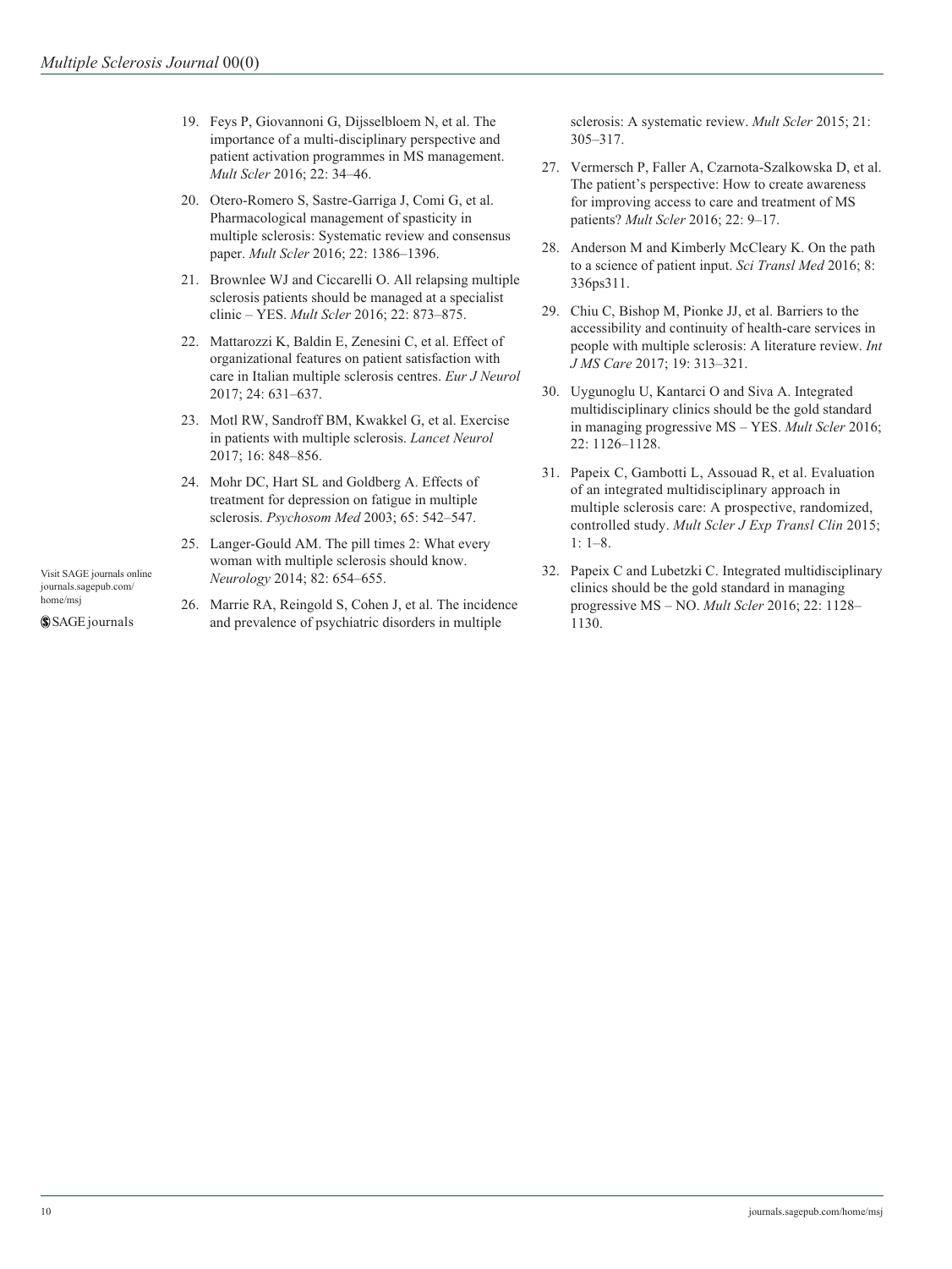19. Feys P, Giovannoni G, Dijsselbloem N, et al. The importance of a multi-disciplinary perspective and patient activation programmes in MS management. *Mult Scler* 2016; 22: 34–46.
20. Otero-Romero S, Sastre-Garriga J, Comi G, et al. Pharmacological management of spasticity in multiple sclerosis: Systematic review and consensus paper. *Mult Scler* 2016; 22: 1386–1396.
21. Brownlee WJ and Ciccarelli O. All relapsing multiple sclerosis patients should be managed at a specialist clinic – YES. *Mult Scler* 2016; 22: 873–875.
22. Mattarozzi K, Baldin E, Zenesini C, et al. Effect of organizational features on patient satisfaction with care in Italian multiple sclerosis centres. *Eur J Neurol* 2017; 24: 631–637.
23. Motl RW, Sandroff BM, Kwakkel G, et al. Exercise in patients with multiple sclerosis. *Lancet Neurol* 2017; 16: 848–856.
24. Mohr DC, Hart SL and Goldberg A. Effects of treatment for depression on fatigue in multiple sclerosis. *Psychosom Med* 2003; 65: 542–547.
25. Langer-Gould AM. The pill times 2: What every woman with multiple sclerosis should know. *Neurology* 2014; 82: 654–655.
26. Marrie RA, Reingold S, Cohen J, et al. The incidence and prevalence of psychiatric disorders in multiple sclerosis: A systematic review. *Mult Scler* 2015; 21: 305–317.
27. Vermersch P, Faller A, Czarnota-Szalkowska D, et al. The patient's perspective: How to create awareness for improving access to care and treatment of MS patients? *Mult Scler* 2016; 22: 9–17.
28. Anderson M and Kimberly McCleary K. On the path to a science of patient input. *Sci Transl Med* 2016; 8: 336ps311.
29. Chiu C, Bishop M, Pionke JJ, et al. Barriers to the accessibility and continuity of health-care services in people with multiple sclerosis: A literature review. *Int J MS Care* 2017; 19: 313–321.
30. Uygunoglu U, Kantarci O and Siva A. Integrated multidisciplinary clinics should be the gold standard in managing progressive MS – YES. *Mult Scler* 2016; 22: 1126–1128.
31. Papeix C, Gambotti L, Assouad R, et al. Evaluation of an integrated multidisciplinary approach in multiple sclerosis care: A prospective, randomized, controlled study. *Mult Scler J Exp Transl Clin* 2015; 1: 1–8.
32. Papeix C and Lubetzki C. Integrated multidisciplinary clinics should be the gold standard in managing progressive MS – NO. *Mult Scler* 2016; 22: 1128–1130.

Visit SAGE journals online journals.sagepub.com/home/msj

SAGE journals